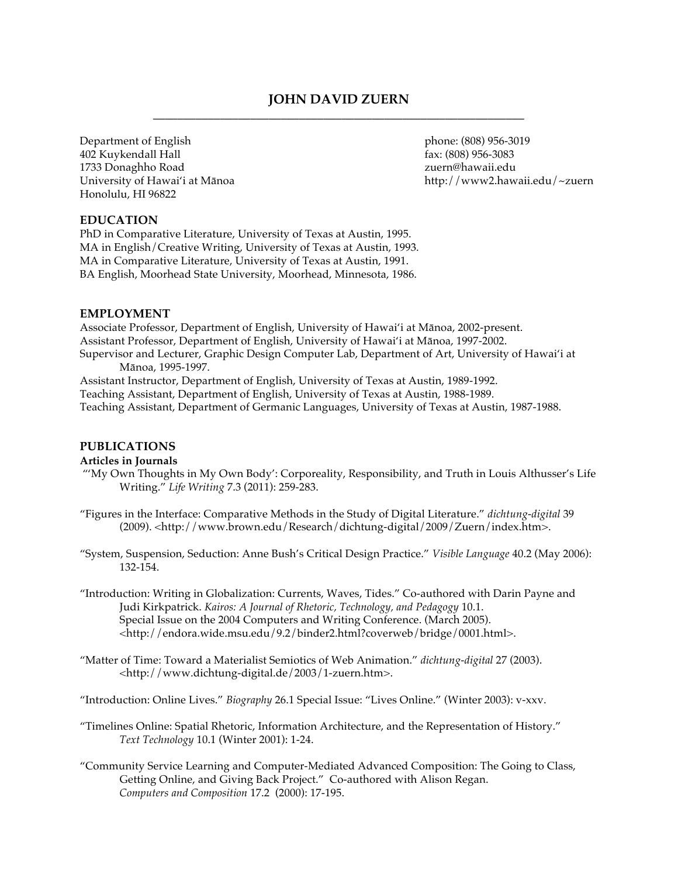# JOHN DAVID ZUERN

Department of English
402 Kuykendall Hall
1733 Donaghho Road
University of Hawaiʻi at Mānoa
Honolulu, HI 96822

phone: (808) 956-3019
fax: (808) 956-3083
zuern@hawaii.edu
http://www2.hawaii.edu/~zuern

## EDUCATION

PhD in Comparative Literature, University of Texas at Austin, 1995.
MA in English/Creative Writing, University of Texas at Austin, 1993.
MA in Comparative Literature, University of Texas at Austin, 1991.
BA English, Moorhead State University, Moorhead, Minnesota, 1986.

## EMPLOYMENT

Associate Professor, Department of English, University of Hawaiʻi at Mānoa, 2002-present.
Assistant Professor, Department of English, University of Hawaiʻi at Mānoa, 1997-2002.
Supervisor and Lecturer, Graphic Design Computer Lab, Department of Art, University of Hawaiʻi at Mānoa, 1995-1997.
Assistant Instructor, Department of English, University of Texas at Austin, 1989-1992.
Teaching Assistant, Department of English, University of Texas at Austin, 1988-1989.
Teaching Assistant, Department of Germanic Languages, University of Texas at Austin, 1987-1988.

## PUBLICATIONS

### Articles in Journals

"'My Own Thoughts in My Own Body': Corporeality, Responsibility, and Truth in Louis Althusser's Life Writing." *Life Writing* 7.3 (2011): 259-283.

"Figures in the Interface: Comparative Methods in the Study of Digital Literature." *dichtung-digital* 39 (2009). <http://www.brown.edu/Research/dichtung-digital/2009/Zuern/index.htm>.

"System, Suspension, Seduction: Anne Bush's Critical Design Practice." *Visible Language* 40.2 (May 2006): 132-154.

"Introduction: Writing in Globalization: Currents, Waves, Tides." Co-authored with Darin Payne and Judi Kirkpatrick. *Kairos: A Journal of Rhetoric, Technology, and Pedagogy* 10.1. Special Issue on the 2004 Computers and Writing Conference. (March 2005). <http://endora.wide.msu.edu/9.2/binder2.html?coverweb/bridge/0001.html>.

"Matter of Time: Toward a Materialist Semiotics of Web Animation." *dichtung-digital* 27 (2003). <http://www.dichtung-digital.de/2003/1-zuern.htm>.

"Introduction: Online Lives." *Biography* 26.1 Special Issue: "Lives Online." (Winter 2003): v-xxv.

"Timelines Online: Spatial Rhetoric, Information Architecture, and the Representation of History." *Text Technology* 10.1 (Winter 2001): 1-24.

"Community Service Learning and Computer-Mediated Advanced Composition: The Going to Class, Getting Online, and Giving Back Project." Co-authored with Alison Regan. *Computers and Composition* 17.2 (2000): 17-195.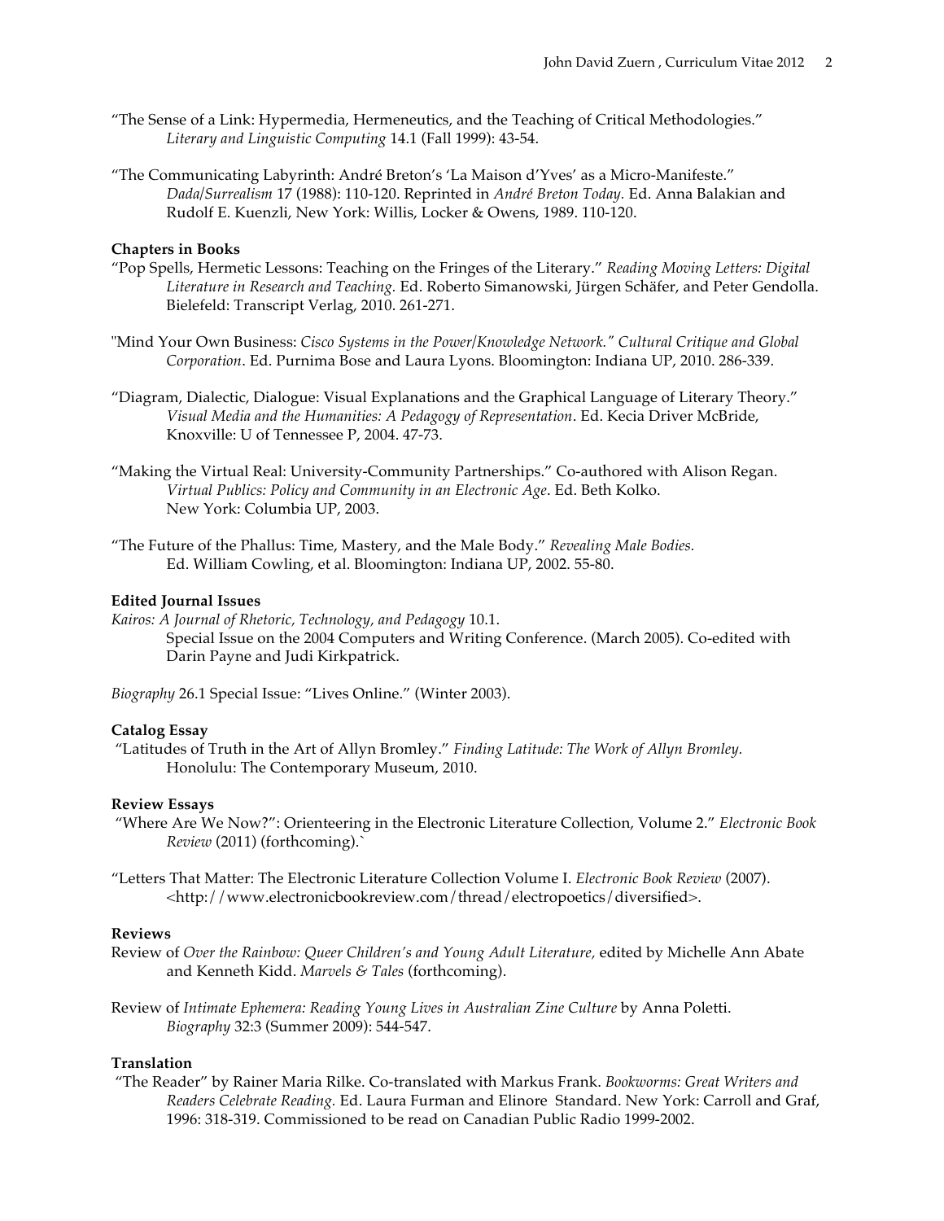"The Sense of a Link: Hypermedia, Hermeneutics, and the Teaching of Critical Methodologies." *Literary and Linguistic Computing* 14.1 (Fall 1999): 43-54.

"The Communicating Labyrinth: André Breton's 'La Maison d'Yves' as a Micro-Manifeste." *Dada/Surrealism* 17 (1988): 110-120. Reprinted in *André Breton Today.* Ed. Anna Balakian and Rudolf E. Kuenzli, New York: Willis, Locker & Owens, 1989. 110-120.

**Chapters in Books**

"Pop Spells, Hermetic Lessons: Teaching on the Fringes of the Literary." *Reading Moving Letters: Digital Literature in Research and Teaching.* Ed. Roberto Simanowski, Jürgen Schäfer, and Peter Gendolla. Bielefeld: Transcript Verlag, 2010. 261-271.

"Mind Your Own Business: *Cisco Systems in the Power/Knowledge Network." Cultural Critique and Global Corporation*. Ed. Purnima Bose and Laura Lyons. Bloomington: Indiana UP, 2010. 286-339.

"Diagram, Dialectic, Dialogue: Visual Explanations and the Graphical Language of Literary Theory." *Visual Media and the Humanities: A Pedagogy of Representation*. Ed. Kecia Driver McBride, Knoxville: U of Tennessee P, 2004. 47-73.

"Making the Virtual Real: University-Community Partnerships." Co-authored with Alison Regan. *Virtual Publics: Policy and Community in an Electronic Age*. Ed. Beth Kolko. New York: Columbia UP, 2003.

"The Future of the Phallus: Time, Mastery, and the Male Body." *Revealing Male Bodies.* Ed. William Cowling, et al. Bloomington: Indiana UP, 2002. 55-80.

**Edited Journal Issues**

*Kairos: A Journal of Rhetoric, Technology, and Pedagogy* 10.1.
Special Issue on the 2004 Computers and Writing Conference. (March 2005). Co-edited with Darin Payne and Judi Kirkpatrick.

*Biography* 26.1 Special Issue: "Lives Online." (Winter 2003).

**Catalog Essay**

"Latitudes of Truth in the Art of Allyn Bromley." *Finding Latitude: The Work of Allyn Bromley.* Honolulu: The Contemporary Museum, 2010.

**Review Essays**

"Where Are We Now?": Orienteering in the Electronic Literature Collection, Volume 2." *Electronic Book Review* (2011) (forthcoming).`

"Letters That Matter: The Electronic Literature Collection Volume I. *Electronic Book Review* (2007). <http://www.electronicbookreview.com/thread/electropoetics/diversified>.

**Reviews**

Review of *Over the Rainbow: Queer Children's and Young Adult Literature,* edited by Michelle Ann Abate and Kenneth Kidd. *Marvels & Tales* (forthcoming).

Review of *Intimate Ephemera: Reading Young Lives in Australian Zine Culture* by Anna Poletti. *Biography* 32:3 (Summer 2009): 544-547.

**Translation**

"The Reader" by Rainer Maria Rilke. Co-translated with Markus Frank. *Bookworms: Great Writers and Readers Celebrate Reading.* Ed. Laura Furman and Elinore Standard. New York: Carroll and Graf, 1996: 318-319. Commissioned to be read on Canadian Public Radio 1999-2002.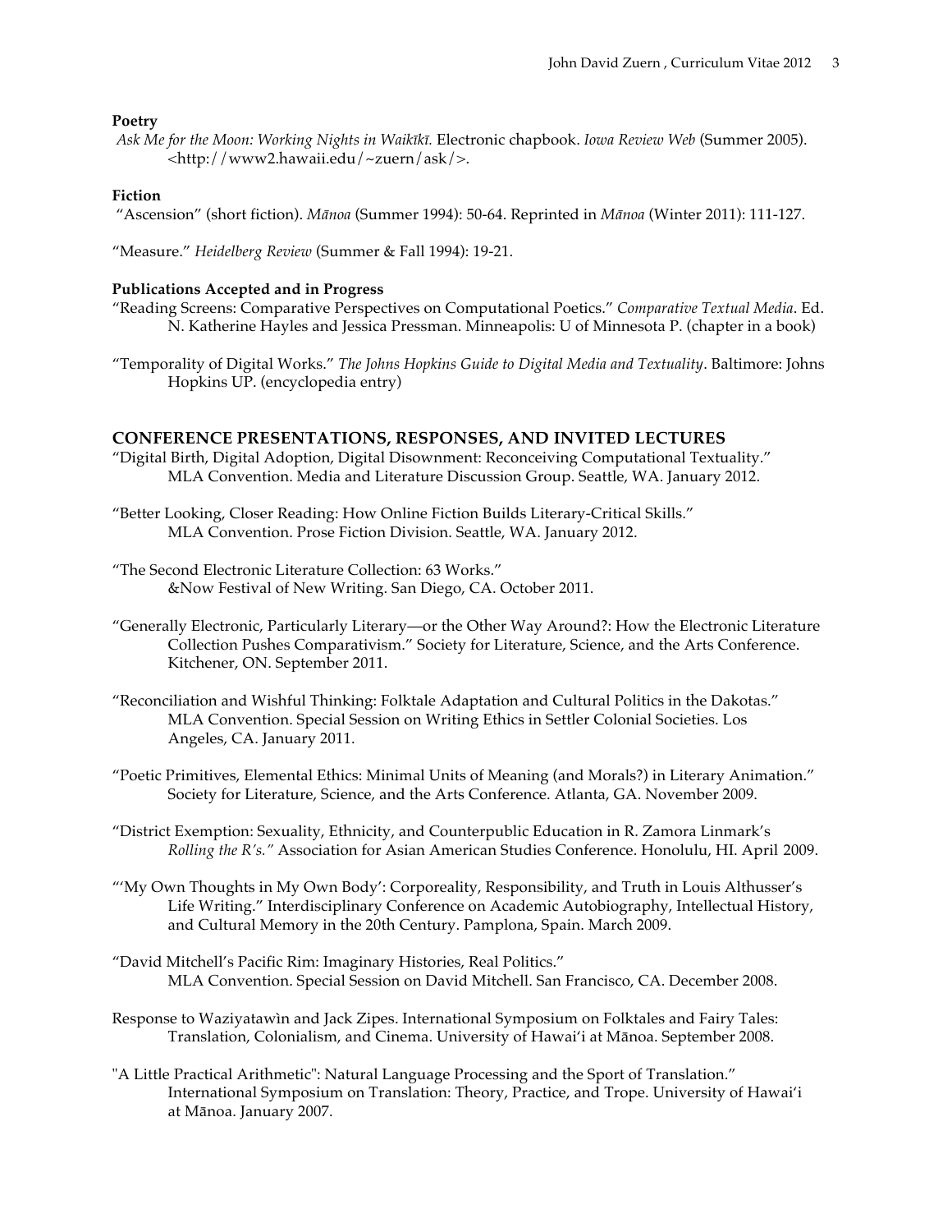**Poetry**

*Ask Me for the Moon: Working Nights in Waikīkī.* Electronic chapbook. *Iowa Review Web* (Summer 2005). <http://www2.hawaii.edu/~zuern/ask/>.

**Fiction**

"Ascension" (short fiction). *Mānoa* (Summer 1994): 50-64. Reprinted in *Mānoa* (Winter 2011): 111-127.

"Measure." *Heidelberg Review* (Summer & Fall 1994): 19-21.

**Publications Accepted and in Progress**

"Reading Screens: Comparative Perspectives on Computational Poetics." *Comparative Textual Media.* Ed. N. Katherine Hayles and Jessica Pressman. Minneapolis: U of Minnesota P. (chapter in a book)

"Temporality of Digital Works." *The Johns Hopkins Guide to Digital Media and Textuality*. Baltimore: Johns Hopkins UP. (encyclopedia entry)

## CONFERENCE PRESENTATIONS, RESPONSES, AND INVITED LECTURES

"Digital Birth, Digital Adoption, Digital Disownment: Reconceiving Computational Textuality." MLA Convention. Media and Literature Discussion Group. Seattle, WA. January 2012.

"Better Looking, Closer Reading: How Online Fiction Builds Literary-Critical Skills." MLA Convention. Prose Fiction Division. Seattle, WA. January 2012.

"The Second Electronic Literature Collection: 63 Works." &Now Festival of New Writing. San Diego, CA. October 2011.

"Generally Electronic, Particularly Literary—or the Other Way Around?: How the Electronic Literature Collection Pushes Comparativism." Society for Literature, Science, and the Arts Conference. Kitchener, ON. September 2011.

"Reconciliation and Wishful Thinking: Folktale Adaptation and Cultural Politics in the Dakotas." MLA Convention. Special Session on Writing Ethics in Settler Colonial Societies. Los Angeles, CA. January 2011.

"Poetic Primitives, Elemental Ethics: Minimal Units of Meaning (and Morals?) in Literary Animation." Society for Literature, Science, and the Arts Conference. Atlanta, GA. November 2009.

"District Exemption: Sexuality, Ethnicity, and Counterpublic Education in R. Zamora Linmark's *Rolling the R's."* Association for Asian American Studies Conference. Honolulu, HI. April 2009.

"'My Own Thoughts in My Own Body': Corporeality, Responsibility, and Truth in Louis Althusser's Life Writing." Interdisciplinary Conference on Academic Autobiography, Intellectual History, and Cultural Memory in the 20th Century. Pamplona, Spain. March 2009.

"David Mitchell's Pacific Rim: Imaginary Histories, Real Politics." MLA Convention. Special Session on David Mitchell. San Francisco, CA. December 2008.

Response to Waziyatawìn and Jack Zipes. International Symposium on Folktales and Fairy Tales: Translation, Colonialism, and Cinema. University of Hawai'i at Mānoa. September 2008.

"A Little Practical Arithmetic": Natural Language Processing and the Sport of Translation." International Symposium on Translation: Theory, Practice, and Trope. University of Hawai'i at Mānoa. January 2007.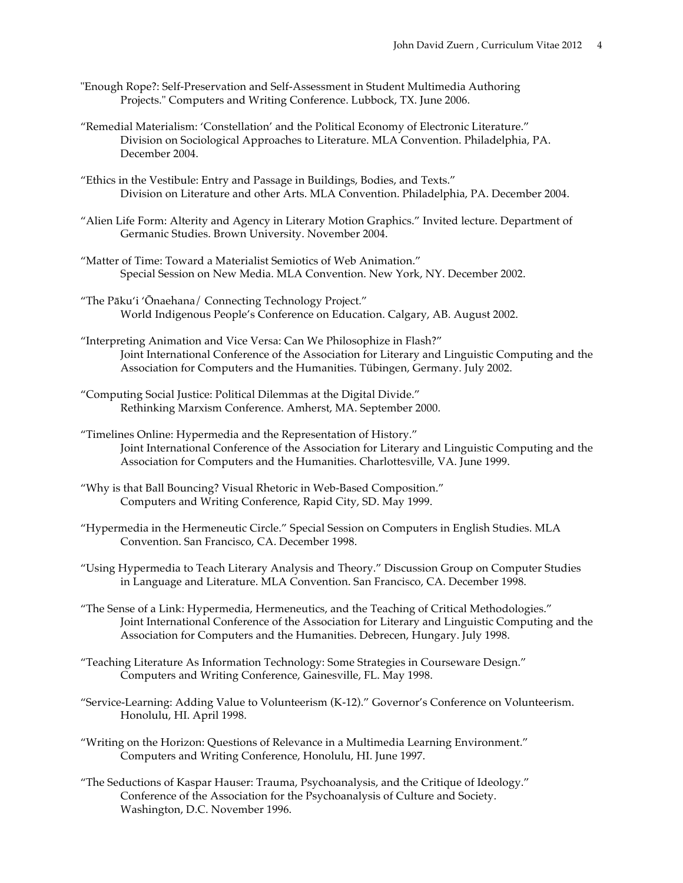"Enough Rope?: Self-Preservation and Self-Assessment in Student Multimedia Authoring Projects." Computers and Writing Conference. Lubbock, TX. June 2006.

"Remedial Materialism: 'Constellation' and the Political Economy of Electronic Literature." Division on Sociological Approaches to Literature. MLA Convention. Philadelphia, PA. December 2004.

"Ethics in the Vestibule: Entry and Passage in Buildings, Bodies, and Texts." Division on Literature and other Arts. MLA Convention. Philadelphia, PA. December 2004.

"Alien Life Form: Alterity and Agency in Literary Motion Graphics." Invited lecture. Department of Germanic Studies. Brown University. November 2004.

"Matter of Time: Toward a Materialist Semiotics of Web Animation." Special Session on New Media. MLA Convention. New York, NY. December 2002.

"The Pāku'i 'Ōnaehana/ Connecting Technology Project." World Indigenous People's Conference on Education. Calgary, AB. August 2002.

"Interpreting Animation and Vice Versa: Can We Philosophize in Flash?" Joint International Conference of the Association for Literary and Linguistic Computing and the Association for Computers and the Humanities. Tübingen, Germany. July 2002.

"Computing Social Justice: Political Dilemmas at the Digital Divide." Rethinking Marxism Conference. Amherst, MA. September 2000.

"Timelines Online: Hypermedia and the Representation of History." Joint International Conference of the Association for Literary and Linguistic Computing and the Association for Computers and the Humanities. Charlottesville, VA. June 1999.

"Why is that Ball Bouncing? Visual Rhetoric in Web-Based Composition." Computers and Writing Conference, Rapid City, SD. May 1999.

"Hypermedia in the Hermeneutic Circle." Special Session on Computers in English Studies. MLA Convention. San Francisco, CA. December 1998.

"Using Hypermedia to Teach Literary Analysis and Theory." Discussion Group on Computer Studies in Language and Literature. MLA Convention. San Francisco, CA. December 1998.

"The Sense of a Link: Hypermedia, Hermeneutics, and the Teaching of Critical Methodologies." Joint International Conference of the Association for Literary and Linguistic Computing and the Association for Computers and the Humanities. Debrecen, Hungary. July 1998.

"Teaching Literature As Information Technology: Some Strategies in Courseware Design." Computers and Writing Conference, Gainesville, FL. May 1998.

"Service-Learning: Adding Value to Volunteerism (K-12)." Governor's Conference on Volunteerism. Honolulu, HI. April 1998.

"Writing on the Horizon: Questions of Relevance in a Multimedia Learning Environment." Computers and Writing Conference, Honolulu, HI. June 1997.

"The Seductions of Kaspar Hauser: Trauma, Psychoanalysis, and the Critique of Ideology." Conference of the Association for the Psychoanalysis of Culture and Society. Washington, D.C. November 1996.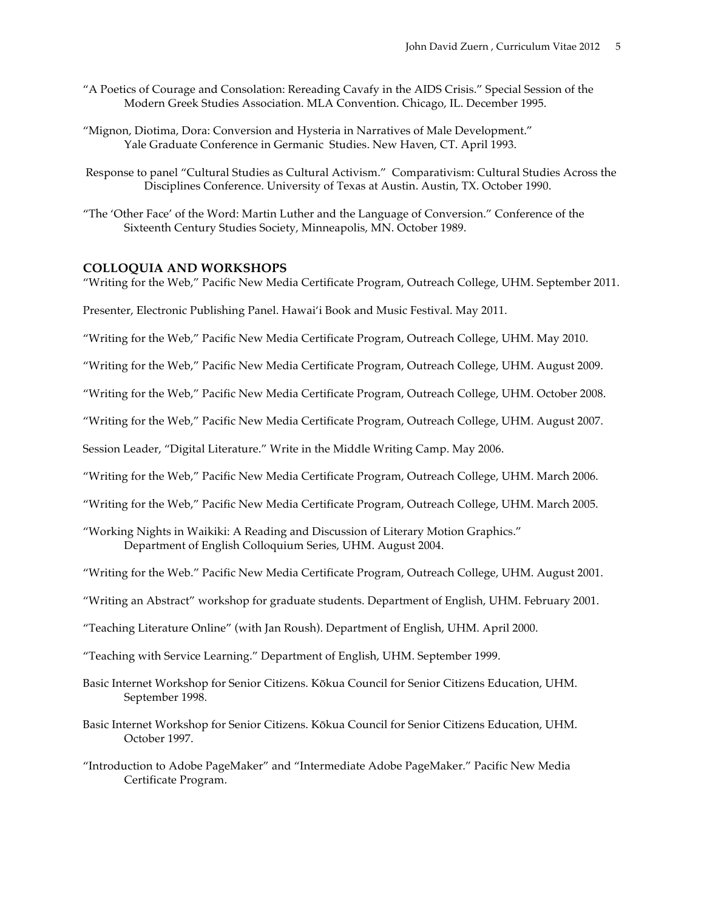"A Poetics of Courage and Consolation: Rereading Cavafy in the AIDS Crisis." Special Session of the Modern Greek Studies Association. MLA Convention. Chicago, IL. December 1995.

"Mignon, Diotima, Dora: Conversion and Hysteria in Narratives of Male Development." Yale Graduate Conference in Germanic Studies. New Haven, CT. April 1993.

Response to panel "Cultural Studies as Cultural Activism." Comparativism: Cultural Studies Across the Disciplines Conference. University of Texas at Austin. Austin, TX. October 1990.

"The 'Other Face' of the Word: Martin Luther and the Language of Conversion." Conference of the Sixteenth Century Studies Society, Minneapolis, MN. October 1989.

## COLLOQUIA AND WORKSHOPS

"Writing for the Web," Pacific New Media Certificate Program, Outreach College, UHM. September 2011.

Presenter, Electronic Publishing Panel. Hawai'i Book and Music Festival. May 2011.

"Writing for the Web," Pacific New Media Certificate Program, Outreach College, UHM. May 2010.

"Writing for the Web," Pacific New Media Certificate Program, Outreach College, UHM. August 2009.

"Writing for the Web," Pacific New Media Certificate Program, Outreach College, UHM. October 2008.

"Writing for the Web," Pacific New Media Certificate Program, Outreach College, UHM. August 2007.

Session Leader, "Digital Literature." Write in the Middle Writing Camp. May 2006.

"Writing for the Web," Pacific New Media Certificate Program, Outreach College, UHM. March 2006.

"Writing for the Web," Pacific New Media Certificate Program, Outreach College, UHM. March 2005.

"Working Nights in Waikiki: A Reading and Discussion of Literary Motion Graphics." Department of English Colloquium Series, UHM. August 2004.

"Writing for the Web." Pacific New Media Certificate Program, Outreach College, UHM. August 2001.

"Writing an Abstract" workshop for graduate students. Department of English, UHM. February 2001.

"Teaching Literature Online" (with Jan Roush). Department of English, UHM. April 2000.

"Teaching with Service Learning." Department of English, UHM. September 1999.

Basic Internet Workshop for Senior Citizens. Kōkua Council for Senior Citizens Education, UHM. September 1998.

Basic Internet Workshop for Senior Citizens. Kōkua Council for Senior Citizens Education, UHM. October 1997.

"Introduction to Adobe PageMaker" and "Intermediate Adobe PageMaker." Pacific New Media Certificate Program.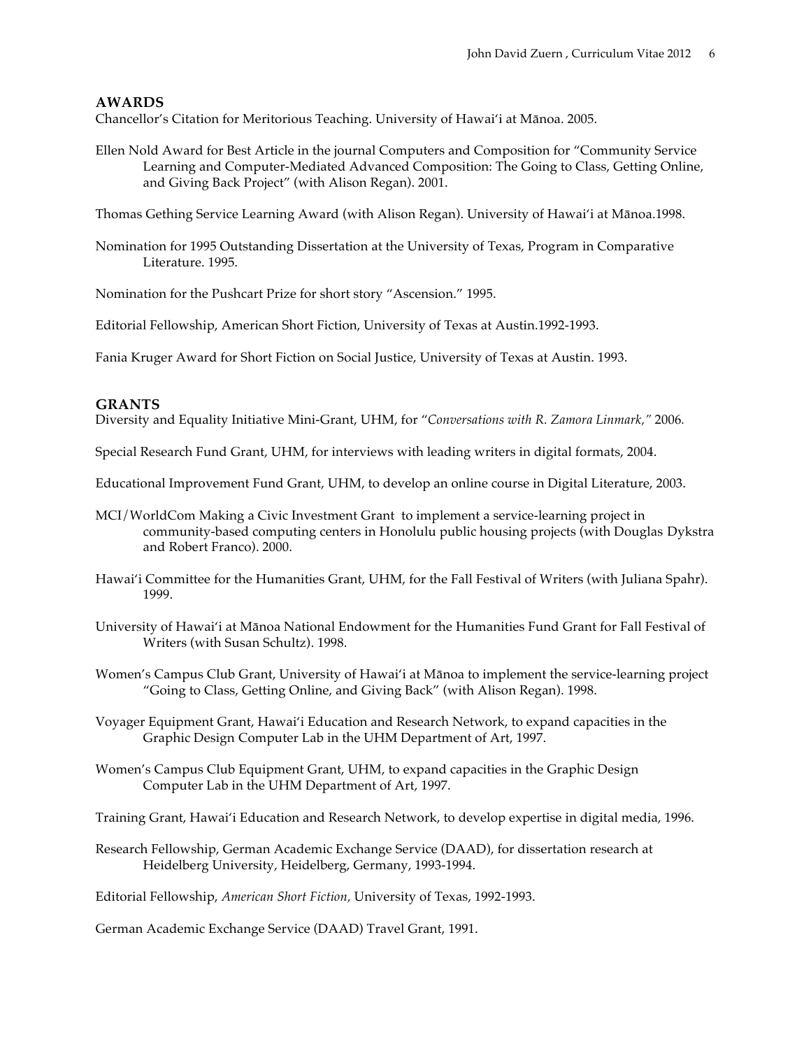## AWARDS

Chancellor's Citation for Meritorious Teaching. University of Hawai'i at Mānoa. 2005.

Ellen Nold Award for Best Article in the journal Computers and Composition for "Community Service Learning and Computer-Mediated Advanced Composition: The Going to Class, Getting Online, and Giving Back Project" (with Alison Regan). 2001.

Thomas Gething Service Learning Award (with Alison Regan). University of Hawai'i at Mānoa.1998.

Nomination for 1995 Outstanding Dissertation at the University of Texas, Program in Comparative Literature. 1995.

Nomination for the Pushcart Prize for short story "Ascension." 1995.

Editorial Fellowship, American Short Fiction, University of Texas at Austin.1992-1993.

Fania Kruger Award for Short Fiction on Social Justice, University of Texas at Austin. 1993.

## GRANTS

Diversity and Equality Initiative Mini-Grant, UHM, for "*Conversations with R. Zamora Linmark,"* 2006.

Special Research Fund Grant, UHM, for interviews with leading writers in digital formats, 2004.

Educational Improvement Fund Grant, UHM, to develop an online course in Digital Literature, 2003.

MCI/WorldCom Making a Civic Investment Grant to implement a service-learning project in community-based computing centers in Honolulu public housing projects (with Douglas Dykstra and Robert Franco). 2000.

Hawai'i Committee for the Humanities Grant, UHM, for the Fall Festival of Writers (with Juliana Spahr). 1999.

University of Hawai'i at Mānoa National Endowment for the Humanities Fund Grant for Fall Festival of Writers (with Susan Schultz). 1998.

Women's Campus Club Grant, University of Hawai'i at Mānoa to implement the service-learning project "Going to Class, Getting Online, and Giving Back" (with Alison Regan). 1998.

Voyager Equipment Grant, Hawai'i Education and Research Network, to expand capacities in the Graphic Design Computer Lab in the UHM Department of Art, 1997.

Women's Campus Club Equipment Grant, UHM, to expand capacities in the Graphic Design Computer Lab in the UHM Department of Art, 1997.

Training Grant, Hawai'i Education and Research Network, to develop expertise in digital media, 1996.

Research Fellowship, German Academic Exchange Service (DAAD), for dissertation research at Heidelberg University, Heidelberg, Germany, 1993-1994.

Editorial Fellowship, *American Short Fiction,* University of Texas, 1992-1993.

German Academic Exchange Service (DAAD) Travel Grant, 1991.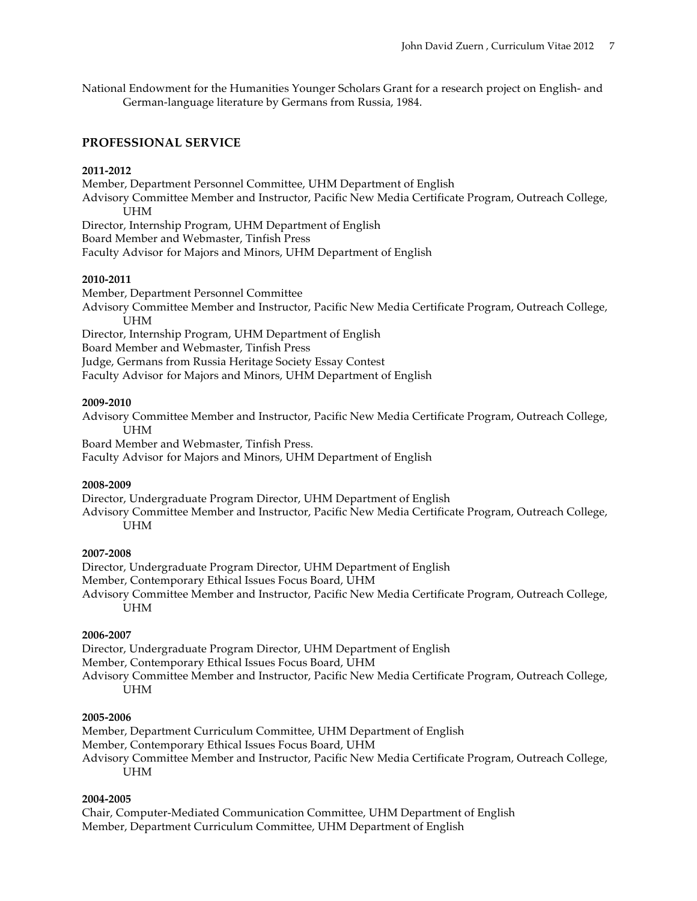National Endowment for the Humanities Younger Scholars Grant for a research project on English- and German-language literature by Germans from Russia, 1984.

## PROFESSIONAL SERVICE

**2011-2012**

Member, Department Personnel Committee, UHM Department of English
Advisory Committee Member and Instructor, Pacific New Media Certificate Program, Outreach College, UHM
Director, Internship Program, UHM Department of English
Board Member and Webmaster, Tinfish Press
Faculty Advisor for Majors and Minors, UHM Department of English

**2010-2011**

Member, Department Personnel Committee
Advisory Committee Member and Instructor, Pacific New Media Certificate Program, Outreach College, UHM
Director, Internship Program, UHM Department of English
Board Member and Webmaster, Tinfish Press
Judge, Germans from Russia Heritage Society Essay Contest
Faculty Advisor for Majors and Minors, UHM Department of English

**2009-2010**

Advisory Committee Member and Instructor, Pacific New Media Certificate Program, Outreach College, UHM
Board Member and Webmaster, Tinfish Press.
Faculty Advisor for Majors and Minors, UHM Department of English

**2008-2009**

Director, Undergraduate Program Director, UHM Department of English
Advisory Committee Member and Instructor, Pacific New Media Certificate Program, Outreach College, UHM

**2007-2008**

Director, Undergraduate Program Director, UHM Department of English
Member, Contemporary Ethical Issues Focus Board, UHM
Advisory Committee Member and Instructor, Pacific New Media Certificate Program, Outreach College, UHM

**2006-2007**

Director, Undergraduate Program Director, UHM Department of English
Member, Contemporary Ethical Issues Focus Board, UHM
Advisory Committee Member and Instructor, Pacific New Media Certificate Program, Outreach College, UHM

**2005-2006**

Member, Department Curriculum Committee, UHM Department of English
Member, Contemporary Ethical Issues Focus Board, UHM
Advisory Committee Member and Instructor, Pacific New Media Certificate Program, Outreach College, UHM

**2004-2005**

Chair, Computer-Mediated Communication Committee, UHM Department of English
Member, Department Curriculum Committee, UHM Department of English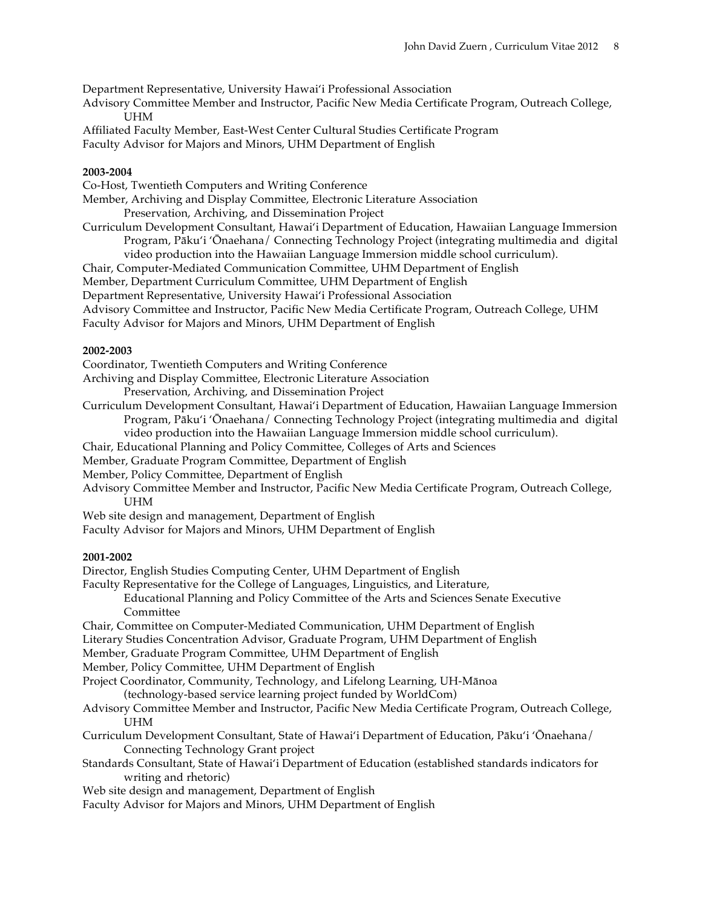Department Representative, University Hawai'i Professional Association
Advisory Committee Member and Instructor, Pacific New Media Certificate Program, Outreach College, UHM
Affiliated Faculty Member, East-West Center Cultural Studies Certificate Program
Faculty Advisor for Majors and Minors, UHM Department of English

**2003-2004**

Co-Host, Twentieth Computers and Writing Conference
Member, Archiving and Display Committee, Electronic Literature Association Preservation, Archiving, and Dissemination Project
Curriculum Development Consultant, Hawai'i Department of Education, Hawaiian Language Immersion Program, Pāku'i 'Ōnaehana / Connecting Technology Project (integrating multimedia and digital video production into the Hawaiian Language Immersion middle school curriculum).
Chair, Computer-Mediated Communication Committee, UHM Department of English
Member, Department Curriculum Committee, UHM Department of English
Department Representative, University Hawai'i Professional Association
Advisory Committee and Instructor, Pacific New Media Certificate Program, Outreach College, UHM
Faculty Advisor for Majors and Minors, UHM Department of English

**2002-2003**

Coordinator, Twentieth Computers and Writing Conference
Archiving and Display Committee, Electronic Literature Association Preservation, Archiving, and Dissemination Project
Curriculum Development Consultant, Hawai'i Department of Education, Hawaiian Language Immersion Program, Pāku'i 'Ōnaehana / Connecting Technology Project (integrating multimedia and digital video production into the Hawaiian Language Immersion middle school curriculum).
Chair, Educational Planning and Policy Committee, Colleges of Arts and Sciences
Member, Graduate Program Committee, Department of English
Member, Policy Committee, Department of English
Advisory Committee Member and Instructor, Pacific New Media Certificate Program, Outreach College, UHM
Web site design and management, Department of English
Faculty Advisor for Majors and Minors, UHM Department of English

**2001-2002**

Director, English Studies Computing Center, UHM Department of English
Faculty Representative for the College of Languages, Linguistics, and Literature, Educational Planning and Policy Committee of the Arts and Sciences Senate Executive Committee
Chair, Committee on Computer-Mediated Communication, UHM Department of English
Literary Studies Concentration Advisor, Graduate Program, UHM Department of English
Member, Graduate Program Committee, UHM Department of English
Member, Policy Committee, UHM Department of English
Project Coordinator, Community, Technology, and Lifelong Learning, UH-Mānoa (technology-based service learning project funded by WorldCom)
Advisory Committee Member and Instructor, Pacific New Media Certificate Program, Outreach College, UHM
Curriculum Development Consultant, State of Hawai'i Department of Education, Pāku'i 'Ōnaehana / Connecting Technology Grant project
Standards Consultant, State of Hawai'i Department of Education (established standards indicators for writing and rhetoric)
Web site design and management, Department of English
Faculty Advisor for Majors and Minors, UHM Department of English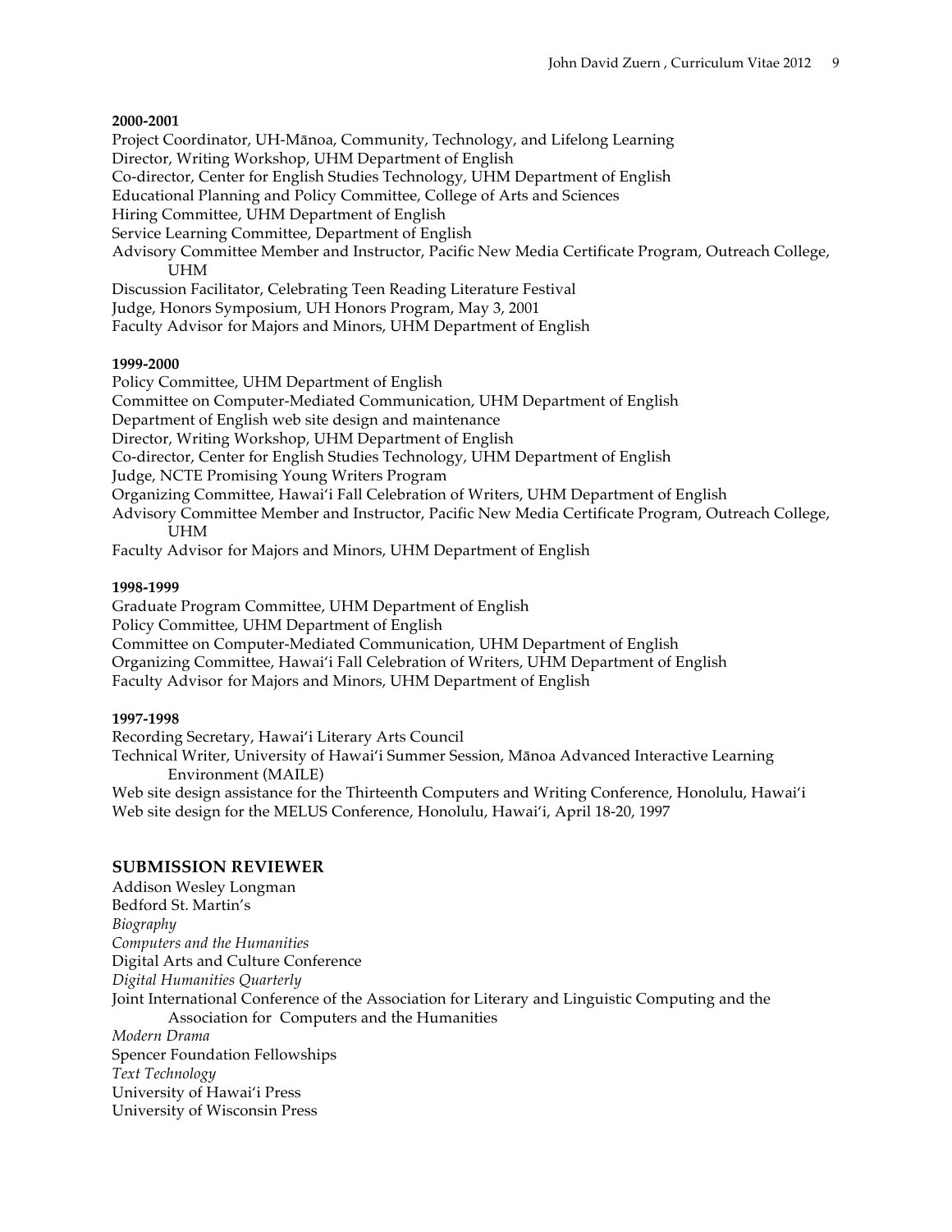**2000-2001**

Project Coordinator, UH-Mānoa, Community, Technology, and Lifelong Learning
Director, Writing Workshop, UHM Department of English
Co-director, Center for English Studies Technology, UHM Department of English
Educational Planning and Policy Committee, College of Arts and Sciences
Hiring Committee, UHM Department of English
Service Learning Committee, Department of English
Advisory Committee Member and Instructor, Pacific New Media Certificate Program, Outreach College, UHM
Discussion Facilitator, Celebrating Teen Reading Literature Festival
Judge, Honors Symposium, UH Honors Program, May 3, 2001
Faculty Advisor for Majors and Minors, UHM Department of English

**1999-2000**

Policy Committee, UHM Department of English
Committee on Computer-Mediated Communication, UHM Department of English
Department of English web site design and maintenance
Director, Writing Workshop, UHM Department of English
Co-director, Center for English Studies Technology, UHM Department of English
Judge, NCTE Promising Young Writers Program
Organizing Committee, Hawai'i Fall Celebration of Writers, UHM Department of English
Advisory Committee Member and Instructor, Pacific New Media Certificate Program, Outreach College, UHM
Faculty Advisor for Majors and Minors, UHM Department of English

**1998-1999**

Graduate Program Committee, UHM Department of English
Policy Committee, UHM Department of English
Committee on Computer-Mediated Communication, UHM Department of English
Organizing Committee, Hawai'i Fall Celebration of Writers, UHM Department of English
Faculty Advisor for Majors and Minors, UHM Department of English

**1997-1998**

Recording Secretary, Hawai'i Literary Arts Council
Technical Writer, University of Hawai'i Summer Session, Mānoa Advanced Interactive Learning Environment (MAILE)
Web site design assistance for the Thirteenth Computers and Writing Conference, Honolulu, Hawai'i
Web site design for the MELUS Conference, Honolulu, Hawai'i, April 18-20, 1997

## SUBMISSION REVIEWER

Addison Wesley Longman
Bedford St. Martin's
*Biography*
*Computers and the Humanities*
Digital Arts and Culture Conference
*Digital Humanities Quarterly*
Joint International Conference of the Association for Literary and Linguistic Computing and the Association for Computers and the Humanities
*Modern Drama*
Spencer Foundation Fellowships
*Text Technology*
University of Hawai'i Press
University of Wisconsin Press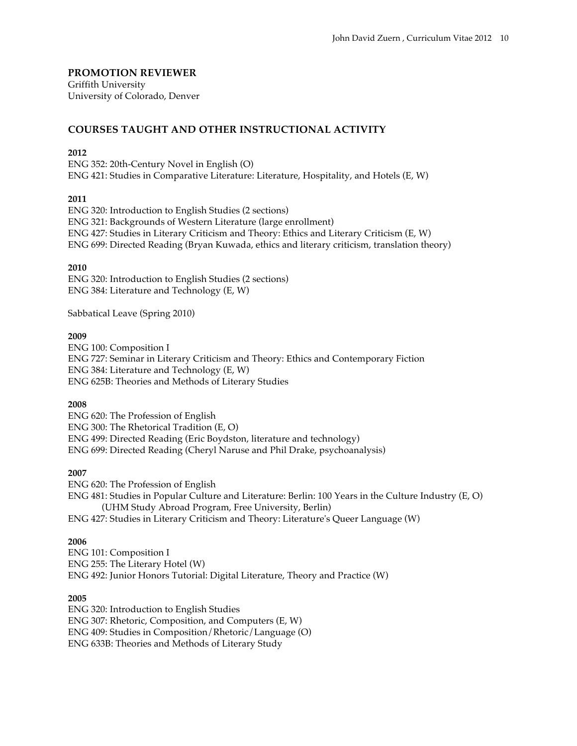## PROMOTION REVIEWER

Griffith University
University of Colorado, Denver

## COURSES TAUGHT AND OTHER INSTRUCTIONAL ACTIVITY

**2012**

ENG 352: 20th-Century Novel in English (O)
ENG 421: Studies in Comparative Literature: Literature, Hospitality, and Hotels (E, W)

**2011**

ENG 320: Introduction to English Studies (2 sections)
ENG 321: Backgrounds of Western Literature (large enrollment)
ENG 427: Studies in Literary Criticism and Theory: Ethics and Literary Criticism (E, W)
ENG 699: Directed Reading (Bryan Kuwada, ethics and literary criticism, translation theory)

**2010**

ENG 320: Introduction to English Studies (2 sections)
ENG 384: Literature and Technology (E, W)

Sabbatical Leave (Spring 2010)

**2009**

ENG 100: Composition I
ENG 727: Seminar in Literary Criticism and Theory: Ethics and Contemporary Fiction
ENG 384: Literature and Technology (E, W)
ENG 625B: Theories and Methods of Literary Studies

**2008**

ENG 620: The Profession of English
ENG 300: The Rhetorical Tradition (E, O)
ENG 499: Directed Reading (Eric Boydston, literature and technology)
ENG 699: Directed Reading (Cheryl Naruse and Phil Drake, psychoanalysis)

**2007**

ENG 620: The Profession of English
ENG 481: Studies in Popular Culture and Literature: Berlin: 100 Years in the Culture Industry (E, O)
(UHM Study Abroad Program, Free University, Berlin)
ENG 427: Studies in Literary Criticism and Theory: Literature's Queer Language (W)

**2006**

ENG 101: Composition I
ENG 255: The Literary Hotel (W)
ENG 492: Junior Honors Tutorial: Digital Literature, Theory and Practice (W)

**2005**

ENG 320: Introduction to English Studies
ENG 307: Rhetoric, Composition, and Computers (E, W)
ENG 409: Studies in Composition/Rhetoric/Language (O)
ENG 633B: Theories and Methods of Literary Study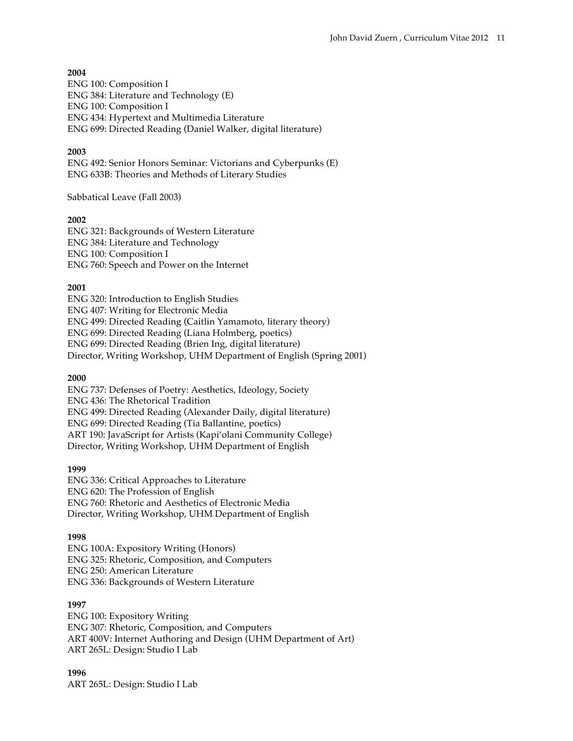**2004**

ENG 100: Composition I
ENG 384: Literature and Technology (E)
ENG 100: Composition I
ENG 434: Hypertext and Multimedia Literature
ENG 699: Directed Reading (Daniel Walker, digital literature)

**2003**

ENG 492: Senior Honors Seminar: Victorians and Cyberpunks (E)
ENG 633B: Theories and Methods of Literary Studies

Sabbatical Leave (Fall 2003)

**2002**

ENG 321: Backgrounds of Western Literature
ENG 384: Literature and Technology
ENG 100: Composition I
ENG 760: Speech and Power on the Internet

**2001**

ENG 320: Introduction to English Studies
ENG 407: Writing for Electronic Media
ENG 499: Directed Reading (Caitlin Yamamoto, literary theory)
ENG 699: Directed Reading (Liana Holmberg, poetics)
ENG 699: Directed Reading (Brien Ing, digital literature)
Director, Writing Workshop, UHM Department of English (Spring 2001)

**2000**

ENG 737: Defenses of Poetry: Aesthetics, Ideology, Society
ENG 436: The Rhetorical Tradition
ENG 499: Directed Reading (Alexander Daily, digital literature)
ENG 699: Directed Reading (Tia Ballantine, poetics)
ART 190: JavaScript for Artists (Kapi'olani Community College)
Director, Writing Workshop, UHM Department of English

**1999**

ENG 336: Critical Approaches to Literature
ENG 620: The Profession of English
ENG 760: Rhetoric and Aesthetics of Electronic Media
Director, Writing Workshop, UHM Department of English

**1998**

ENG 100A: Expository Writing (Honors)
ENG 325: Rhetoric, Composition, and Computers
ENG 250: American Literature
ENG 336: Backgrounds of Western Literature

**1997**

ENG 100: Expository Writing
ENG 307: Rhetoric, Composition, and Computers
ART 400V: Internet Authoring and Design (UHM Department of Art)
ART 265L: Design: Studio I Lab

**1996**

ART 265L: Design: Studio I Lab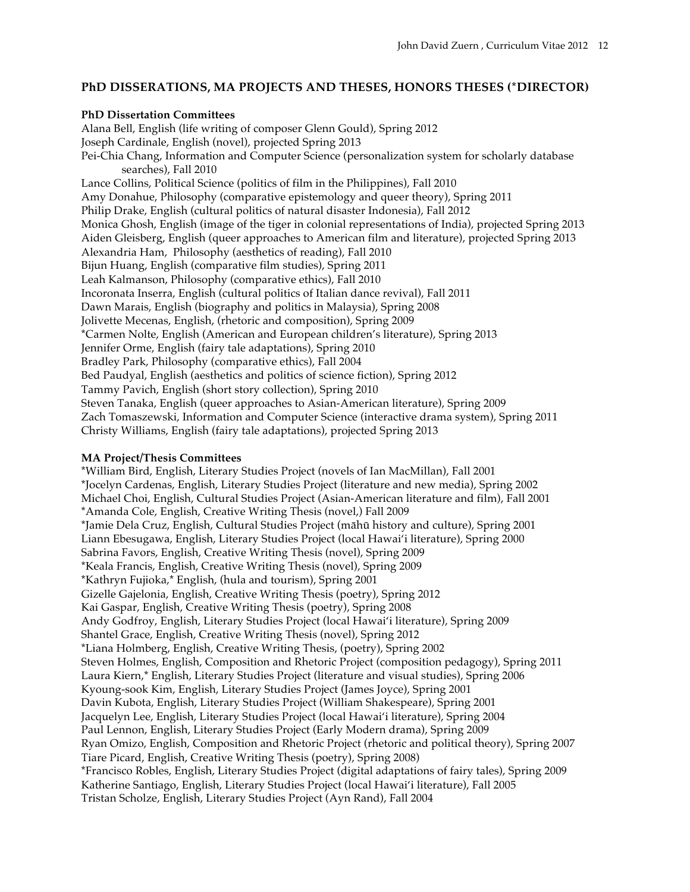## PhD DISSERATIONS, MA PROJECTS AND THESES, HONORS THESES (*DIRECTOR)

### PhD Dissertation Committees

Alana Bell, English (life writing of composer Glenn Gould), Spring 2012
Joseph Cardinale, English (novel), projected Spring 2013
Pei-Chia Chang, Information and Computer Science (personalization system for scholarly database searches), Fall 2010
Lance Collins, Political Science (politics of film in the Philippines), Fall 2010
Amy Donahue, Philosophy (comparative epistemology and queer theory), Spring 2011
Philip Drake, English (cultural politics of natural disaster Indonesia), Fall 2012
Monica Ghosh, English (image of the tiger in colonial representations of India), projected Spring 2013
Aiden Gleisberg, English (queer approaches to American film and literature), projected Spring 2013
Alexandria Ham, Philosophy (aesthetics of reading), Fall 2010
Bijun Huang, English (comparative film studies), Spring 2011
Leah Kalmanson, Philosophy (comparative ethics), Fall 2010
Incoronata Inserra, English (cultural politics of Italian dance revival), Fall 2011
Dawn Marais, English (biography and politics in Malaysia), Spring 2008
Jolivette Mecenas, English, (rhetoric and composition), Spring 2009
*Carmen Nolte, English (American and European children's literature), Spring 2013
Jennifer Orme, English (fairy tale adaptations), Spring 2010
Bradley Park, Philosophy (comparative ethics), Fall 2004
Bed Paudyal, English (aesthetics and politics of science fiction), Spring 2012
Tammy Pavich, English (short story collection), Spring 2010
Steven Tanaka, English (queer approaches to Asian-American literature), Spring 2009
Zach Tomaszewski, Information and Computer Science (interactive drama system), Spring 2011
Christy Williams, English (fairy tale adaptations), projected Spring 2013

### MA Project/Thesis Committees

*William Bird, English, Literary Studies Project (novels of Ian MacMillan), Fall 2001
*Jocelyn Cardenas, English, Literary Studies Project (literature and new media), Spring 2002
Michael Choi, English, Cultural Studies Project (Asian-American literature and film), Fall 2001
*Amanda Cole, English, Creative Writing Thesis (novel,) Fall 2009
*Jamie Dela Cruz, English, Cultural Studies Project (māhū history and culture), Spring 2001
Liann Ebesugawa, English, Literary Studies Project (local Hawai'i literature), Spring 2000
Sabrina Favors, English, Creative Writing Thesis (novel), Spring 2009
*Keala Francis, English, Creative Writing Thesis (novel), Spring 2009
*Kathryn Fujioka,* English, (hula and tourism), Spring 2001
Gizelle Gajelonia, English, Creative Writing Thesis (poetry), Spring 2012
Kai Gaspar, English, Creative Writing Thesis (poetry), Spring 2008
Andy Godfroy, English, Literary Studies Project (local Hawai'i literature), Spring 2009
Shantel Grace, English, Creative Writing Thesis (novel), Spring 2012
*Liana Holmberg, English, Creative Writing Thesis, (poetry), Spring 2002
Steven Holmes, English, Composition and Rhetoric Project (composition pedagogy), Spring 2011
Laura Kiern,* English, Literary Studies Project (literature and visual studies), Spring 2006
Kyoung-sook Kim, English, Literary Studies Project (James Joyce), Spring 2001
Davin Kubota, English, Literary Studies Project (William Shakespeare), Spring 2001
Jacquelyn Lee, English, Literary Studies Project (local Hawai'i literature), Spring 2004
Paul Lennon, English, Literary Studies Project (Early Modern drama), Spring 2009
Ryan Omizo, English, Composition and Rhetoric Project (rhetoric and political theory), Spring 2007
Tiare Picard, English, Creative Writing Thesis (poetry), Spring 2008)
*Francisco Robles, English, Literary Studies Project (digital adaptations of fairy tales), Spring 2009
Katherine Santiago, English, Literary Studies Project (local Hawai'i literature), Fall 2005
Tristan Scholze, English, Literary Studies Project (Ayn Rand), Fall 2004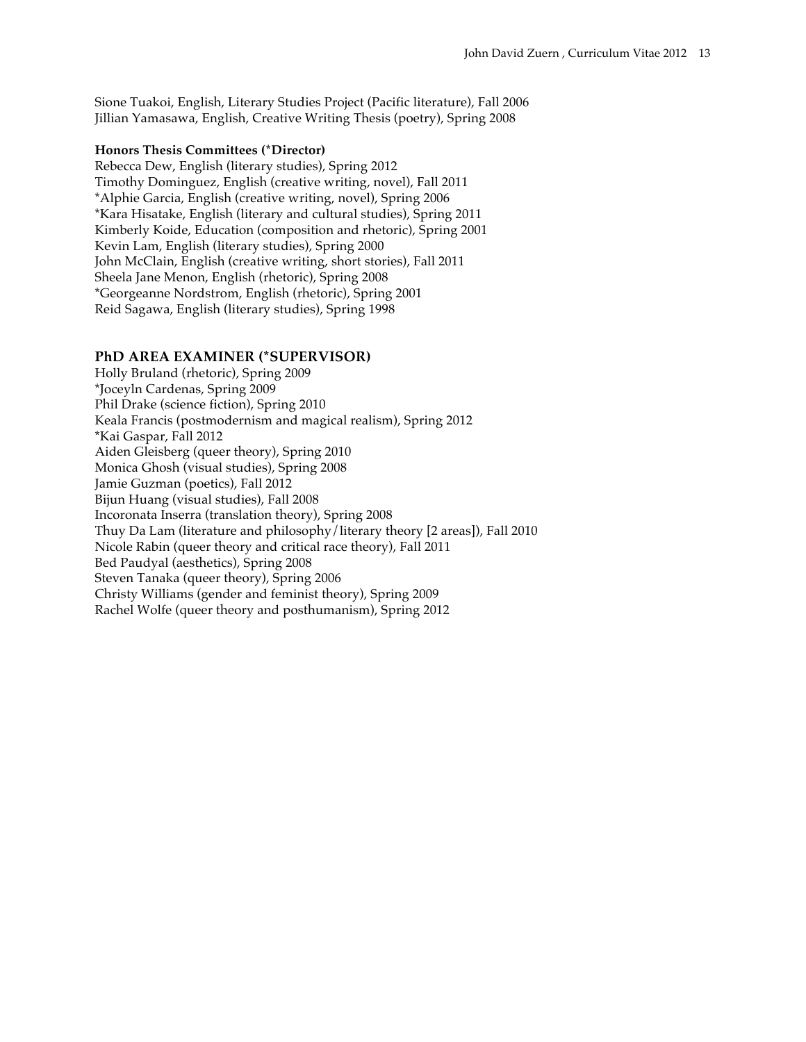Sione Tuakoi, English, Literary Studies Project (Pacific literature), Fall 2006
Jillian Yamasawa, English, Creative Writing Thesis (poetry), Spring 2008

**Honors Thesis Committees (*Director)**

Rebecca Dew, English (literary studies), Spring 2012
Timothy Dominguez, English (creative writing, novel), Fall 2011
*Alphie Garcia, English (creative writing, novel), Spring 2006
*Kara Hisatake, English (literary and cultural studies), Spring 2011
Kimberly Koide, Education (composition and rhetoric), Spring 2001
Kevin Lam, English (literary studies), Spring 2000
John McClain, English (creative writing, short stories), Fall 2011
Sheela Jane Menon, English (rhetoric), Spring 2008
*Georgeanne Nordstrom, English (rhetoric), Spring 2001
Reid Sagawa, English (literary studies), Spring 1998

## PhD AREA EXAMINER (*SUPERVISOR)

Holly Bruland (rhetoric), Spring 2009
*Joceyln Cardenas, Spring 2009
Phil Drake (science fiction), Spring 2010
Keala Francis (postmodernism and magical realism), Spring 2012
*Kai Gaspar, Fall 2012
Aiden Gleisberg (queer theory), Spring 2010
Monica Ghosh (visual studies), Spring 2008
Jamie Guzman (poetics), Fall 2012
Bijun Huang (visual studies), Fall 2008
Incoronata Inserra (translation theory), Spring 2008
Thuy Da Lam (literature and philosophy/literary theory [2 areas]), Fall 2010
Nicole Rabin (queer theory and critical race theory), Fall 2011
Bed Paudyal (aesthetics), Spring 2008
Steven Tanaka (queer theory), Spring 2006
Christy Williams (gender and feminist theory), Spring 2009
Rachel Wolfe (queer theory and posthumanism), Spring 2012